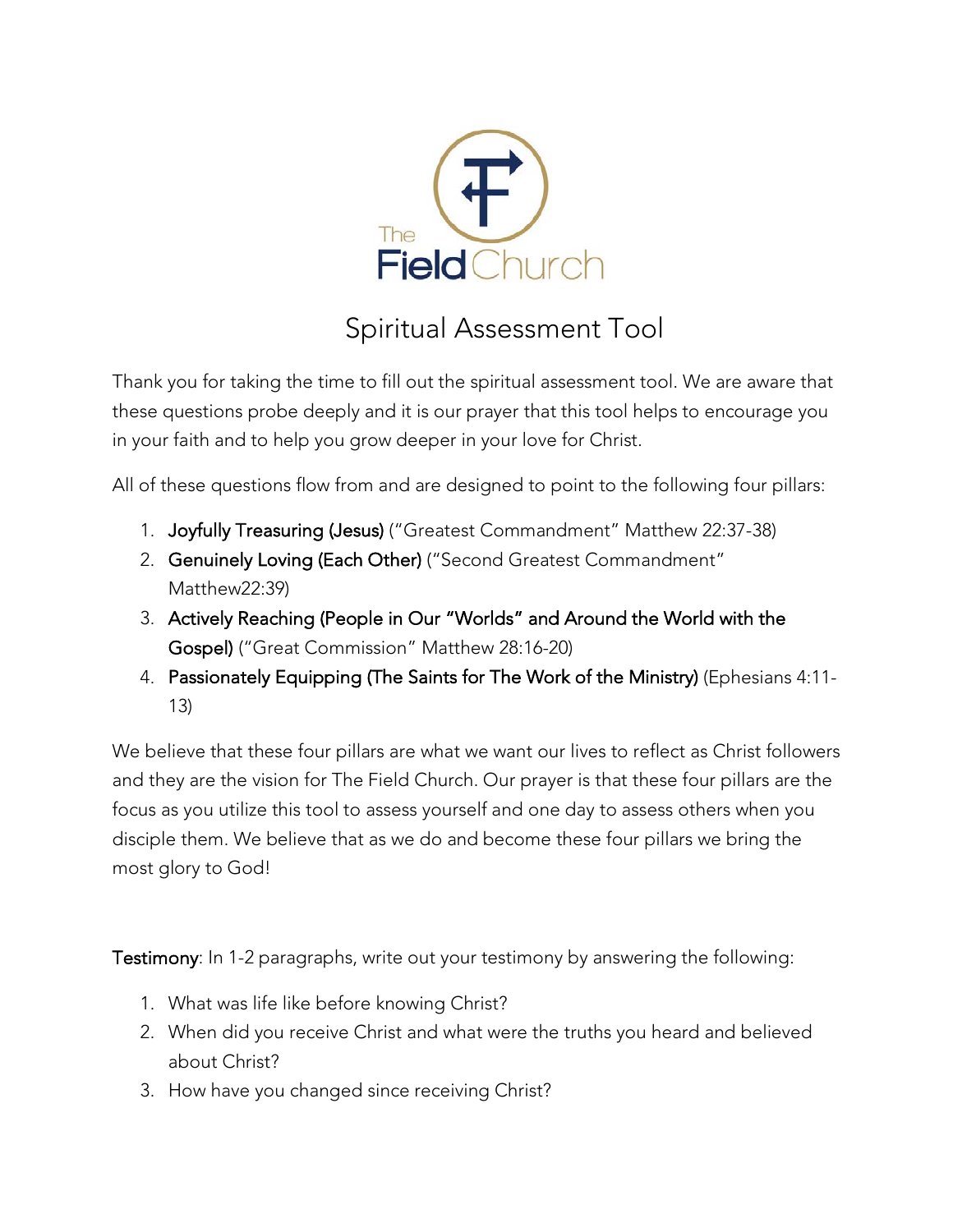The Field Church

# Spiritual Assessment Tool

Thank you for taking the time to fill out the spiritual assessment tool. We are aware that these questions probe deeply and it is our prayer that this tool helps to encourage you in your faith and to help you grow deeper in your love for Christ.

All of these questions flow from and are designed to point to the following four pillars:

1. **Joyfully Treasuring (Jesus)** ("Greatest Commandment" Matthew 22:37-38)
2. **Genuinely Loving (Each Other)** ("Second Greatest Commandment" Matthew22:39)
3. **Actively Reaching (People in Our "Worlds" and Around the World with the Gospel)** ("Great Commission" Matthew 28:16-20)
4. **Passionately Equipping (The Saints for The Work of the Ministry)** (Ephesians 4:11-13)

We believe that these four pillars are what we want our lives to reflect as Christ followers and they are the vision for The Field Church. Our prayer is that these four pillars are the focus as you utilize this tool to assess yourself and one day to assess others when you disciple them. We believe that as we do and become these four pillars we bring the most glory to God!

**Testimony**: In 1-2 paragraphs, write out your testimony by answering the following:

1. What was life like before knowing Christ?
2. When did you receive Christ and what were the truths you heard and believed about Christ?
3. How have you changed since receiving Christ?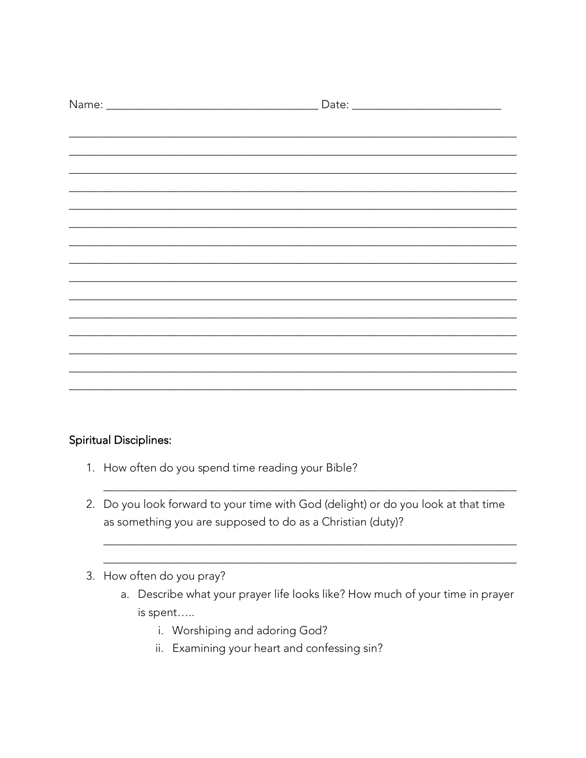Name: ___________________________________ Date: _________________________

_____________________________________________________________________________

_____________________________________________________________________________

_____________________________________________________________________________

_____________________________________________________________________________

_____________________________________________________________________________

_____________________________________________________________________________

_____________________________________________________________________________

_____________________________________________________________________________

_____________________________________________________________________________

_____________________________________________________________________________

_____________________________________________________________________________

_____________________________________________________________________________

_____________________________________________________________________________

_____________________________________________________________________________

_____________________________________________________________________________

Spiritual Disciplines:

1. How often do you spend time reading your Bible?

   _____________________________________________________________________

2. Do you look forward to your time with God (delight) or do you look at that time as something you are supposed to do as a Christian (duty)?

   _____________________________________________________________________

   _____________________________________________________________________

3. How often do you pray?
   a. Describe what your prayer life looks like? How much of your time in prayer is spent…..
      i. Worshiping and adoring God?
      ii. Examining your heart and confessing sin?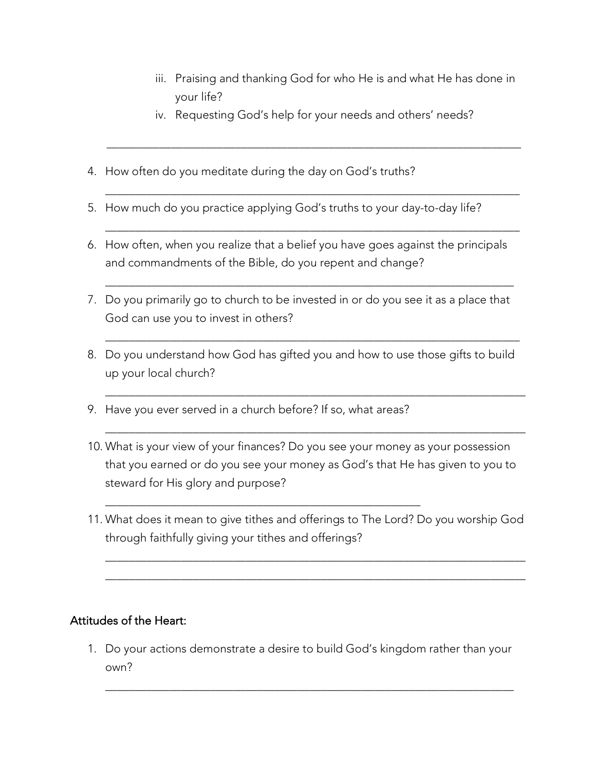iii. Praising and thanking God for who He is and what He has done in your life?
   iv. Requesting God's help for your needs and others' needs?

___________________________________________________________________

4. How often do you meditate during the day on God's truths?

   ___________________________________________________________________

5. How much do you practice applying God's truths to your day-to-day life?

   ___________________________________________________________________

6. How often, when you realize that a belief you have goes against the principals and commandments of the Bible, do you repent and change?

   ___________________________________________________________________

7. Do you primarily go to church to be invested in or do you see it as a place that God can use you to invest in others?

   ___________________________________________________________________

8. Do you understand how God has gifted you and how to use those gifts to build up your local church?

   ___________________________________________________________________

9. Have you ever served in a church before? If so, what areas?

   ___________________________________________________________________

10. What is your view of your finances? Do you see your money as your possession that you earned or do you see your money as God's that He has given to you to steward for His glory and purpose?

    ____________________________________________

11. What does it mean to give tithes and offerings to The Lord? Do you worship God through faithfully giving your tithes and offerings?

    ___________________________________________________________________
    ___________________________________________________________________

## Attitudes of the Heart:

1. Do your actions demonstrate a desire to build God's kingdom rather than your own?

   ___________________________________________________________________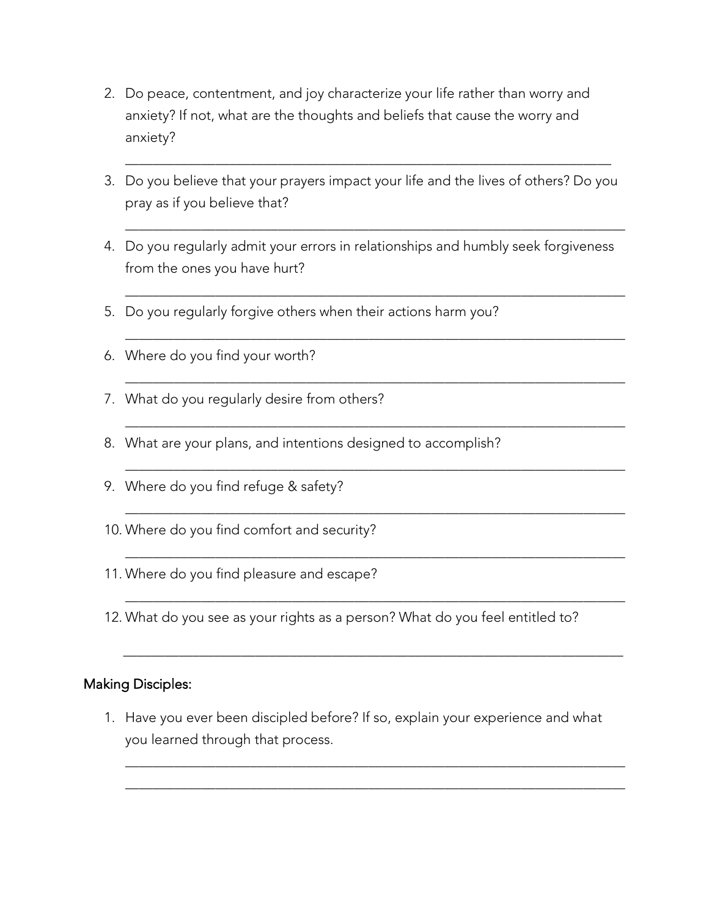2. Do peace, contentment, and joy characterize your life rather than worry and anxiety? If not, what are the thoughts and beliefs that cause the worry and anxiety?

   ______________________________________________________________________

3. Do you believe that your prayers impact your life and the lives of others? Do you pray as if you believe that?

   ______________________________________________________________________

4. Do you regularly admit your errors in relationships and humbly seek forgiveness from the ones you have hurt?

   ______________________________________________________________________

5. Do you regularly forgive others when their actions harm you?

   ______________________________________________________________________

6. Where do you find your worth?

   ______________________________________________________________________

7. What do you regularly desire from others?

   ______________________________________________________________________

8. What are your plans, and intentions designed to accomplish?

   ______________________________________________________________________

9. Where do you find refuge & safety?

   ______________________________________________________________________

10. Where do you find comfort and security?

    ______________________________________________________________________

11. Where do you find pleasure and escape?

    ______________________________________________________________________

12. What do you see as your rights as a person? What do you feel entitled to?

    ______________________________________________________________________

Making Disciples:

1. Have you ever been discipled before? If so, explain your experience and what you learned through that process.

   ______________________________________________________________________

   ______________________________________________________________________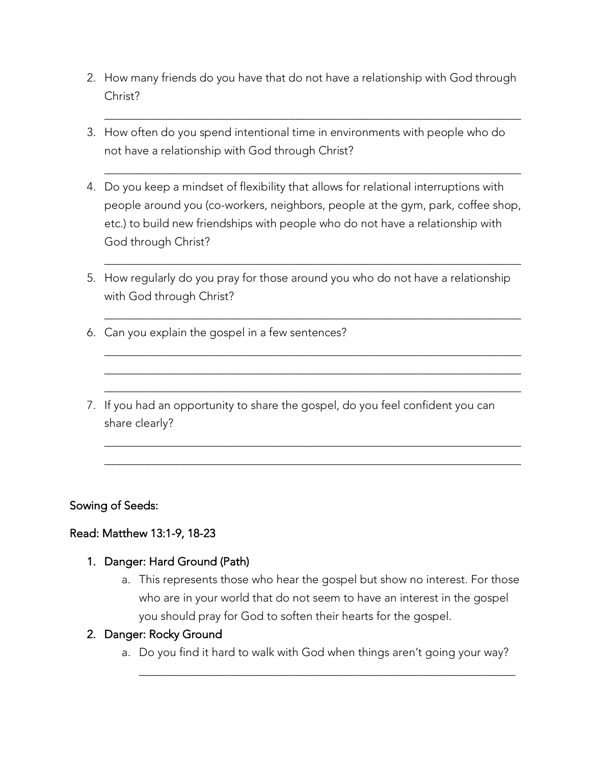2. How many friends do you have that do not have a relationship with God through Christ?

   ______________________________________________________________________

3. How often do you spend intentional time in environments with people who do not have a relationship with God through Christ?

   ______________________________________________________________________

4. Do you keep a mindset of flexibility that allows for relational interruptions with people around you (co-workers, neighbors, people at the gym, park, coffee shop, etc.) to build new friendships with people who do not have a relationship with God through Christ?

   ______________________________________________________________________

5. How regularly do you pray for those around you who do not have a relationship with God through Christ?

   ______________________________________________________________________

6. Can you explain the gospel in a few sentences?

   ______________________________________________________________________

   ______________________________________________________________________

   ______________________________________________________________________

7. If you had an opportunity to share the gospel, do you feel confident you can share clearly?

   ______________________________________________________________________

   ______________________________________________________________________

Sowing of Seeds:

Read: Matthew 13:1-9, 18-23

1. Danger: Hard Ground (Path)
   a. This represents those who hear the gospel but show no interest. For those who are in your world that do not seem to have an interest in the gospel you should pray for God to soften their hearts for the gospel.
2. Danger: Rocky Ground
   a. Do you find it hard to walk with God when things aren't going your way?

      ______________________________________________________________________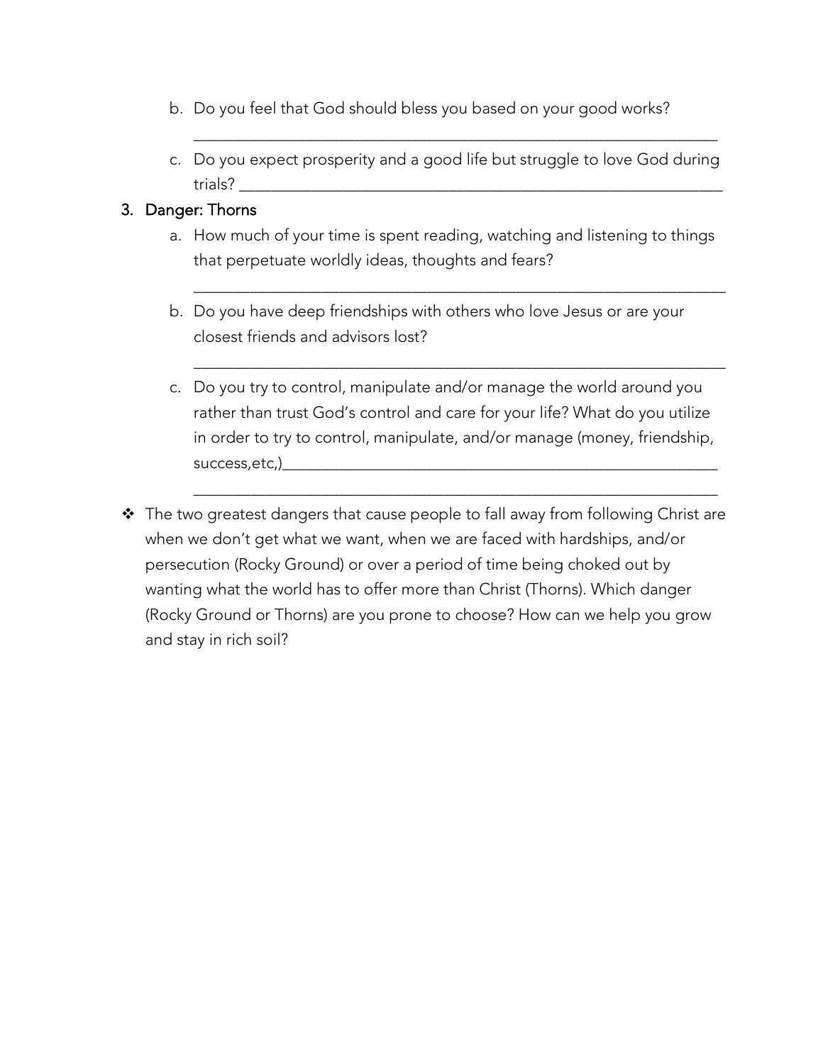b. Do you feel that God should bless you based on your good works?

_______________________________________________________________

c. Do you expect prosperity and a good life but struggle to love God during trials? ___________________________________________________________

3. Danger: Thorns

a. How much of your time is spent reading, watching and listening to things that perpetuate worldly ideas, thoughts and fears?

_______________________________________________________________

b. Do you have deep friendships with others who love Jesus or are your closest friends and advisors lost?

_______________________________________________________________

c. Do you try to control, manipulate and/or manage the world around you rather than trust God's control and care for your life? What do you utilize in order to try to control, manipulate, and/or manage (money, friendship, success,etc,)______________________________________________________

_______________________________________________________________

❖ The two greatest dangers that cause people to fall away from following Christ are when we don't get what we want, when we are faced with hardships, and/or persecution (Rocky Ground) or over a period of time being choked out by wanting what the world has to offer more than Christ (Thorns). Which danger (Rocky Ground or Thorns) are you prone to choose? How can we help you grow and stay in rich soil?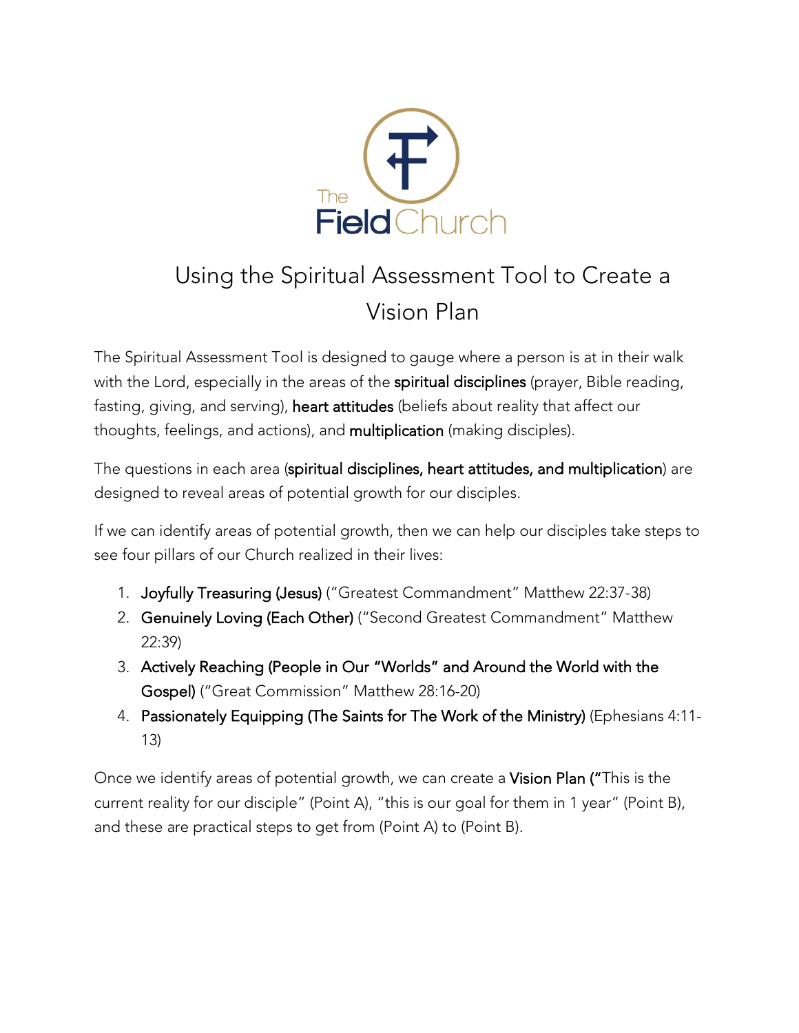The Field Church

# Using the Spiritual Assessment Tool to Create a Vision Plan

The Spiritual Assessment Tool is designed to gauge where a person is at in their walk with the Lord, especially in the areas of the **spiritual disciplines** (prayer, Bible reading, fasting, giving, and serving), **heart attitudes** (beliefs about reality that affect our thoughts, feelings, and actions), and **multiplication** (making disciples).

The questions in each area (**spiritual disciplines, heart attitudes, and multiplication**) are designed to reveal areas of potential growth for our disciples.

If we can identify areas of potential growth, then we can help our disciples take steps to see four pillars of our Church realized in their lives:

1. **Joyfully Treasuring (Jesus)** ("Greatest Commandment" Matthew 22:37-38)
2. **Genuinely Loving (Each Other)** ("Second Greatest Commandment" Matthew 22:39)
3. **Actively Reaching (People in Our "Worlds" and Around the World with the Gospel)** ("Great Commission" Matthew 28:16-20)
4. **Passionately Equipping (The Saints for The Work of the Ministry)** (Ephesians 4:11-13)

Once we identify areas of potential growth, we can create a **Vision Plan ("**This is the current reality for our disciple" (Point A), "this is our goal for them in 1 year" (Point B), and these are practical steps to get from (Point A) to (Point B).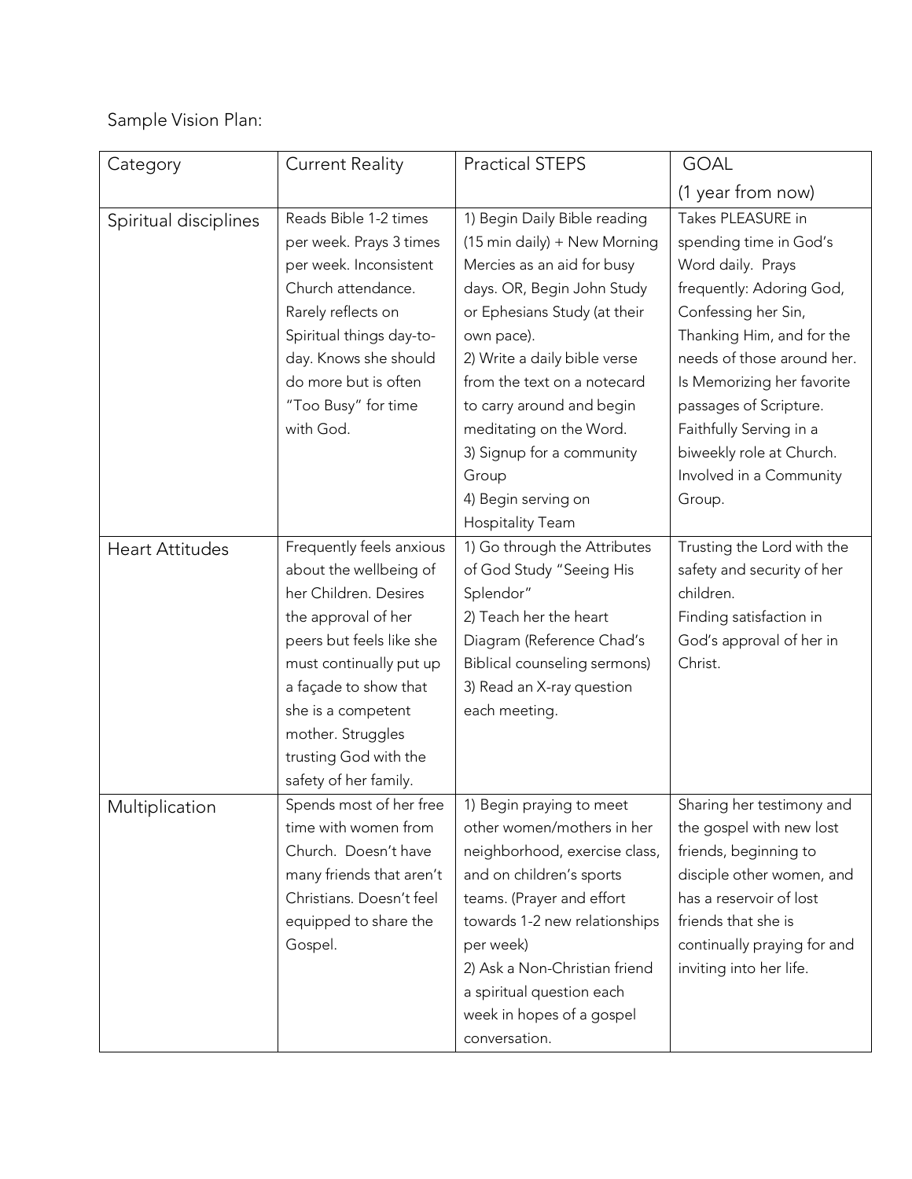Sample Vision Plan:

| Category | Current Reality | Practical STEPS | GOAL (1 year from now) |
|---|---|---|---|
| Spiritual disciplines | Reads Bible 1-2 times per week. Prays 3 times per week. Inconsistent Church attendance. Rarely reflects on Spiritual things day-to-day. Knows she should do more but is often "Too Busy" for time with God. | 1) Begin Daily Bible reading (15 min daily) + New Morning Mercies as an aid for busy days. OR, Begin John Study or Ephesians Study (at their own pace). 2) Write a daily bible verse from the text on a notecard to carry around and begin meditating on the Word. 3) Signup for a community Group 4) Begin serving on Hospitality Team | Takes PLEASURE in spending time in God's Word daily. Prays frequently: Adoring God, Confessing her Sin, Thanking Him, and for the needs of those around her. Is Memorizing her favorite passages of Scripture. Faithfully Serving in a biweekly role at Church. Involved in a Community Group. |
| Heart Attitudes | Frequently feels anxious about the wellbeing of her Children. Desires the approval of her peers but feels like she must continually put up a façade to show that she is a competent mother. Struggles trusting God with the safety of her family. | 1) Go through the Attributes of God Study "Seeing His Splendor" 2) Teach her the heart Diagram (Reference Chad's Biblical counseling sermons) 3) Read an X-ray question each meeting. | Trusting the Lord with the safety and security of her children. Finding satisfaction in God's approval of her in Christ. |
| Multiplication | Spends most of her free time with women from Church. Doesn't have many friends that aren't Christians. Doesn't feel equipped to share the Gospel. | 1) Begin praying to meet other women/mothers in her neighborhood, exercise class, and on children's sports teams. (Prayer and effort towards 1-2 new relationships per week) 2) Ask a Non-Christian friend a spiritual question each week in hopes of a gospel conversation. | Sharing her testimony and the gospel with new lost friends, beginning to disciple other women, and has a reservoir of lost friends that she is continually praying for and inviting into her life. |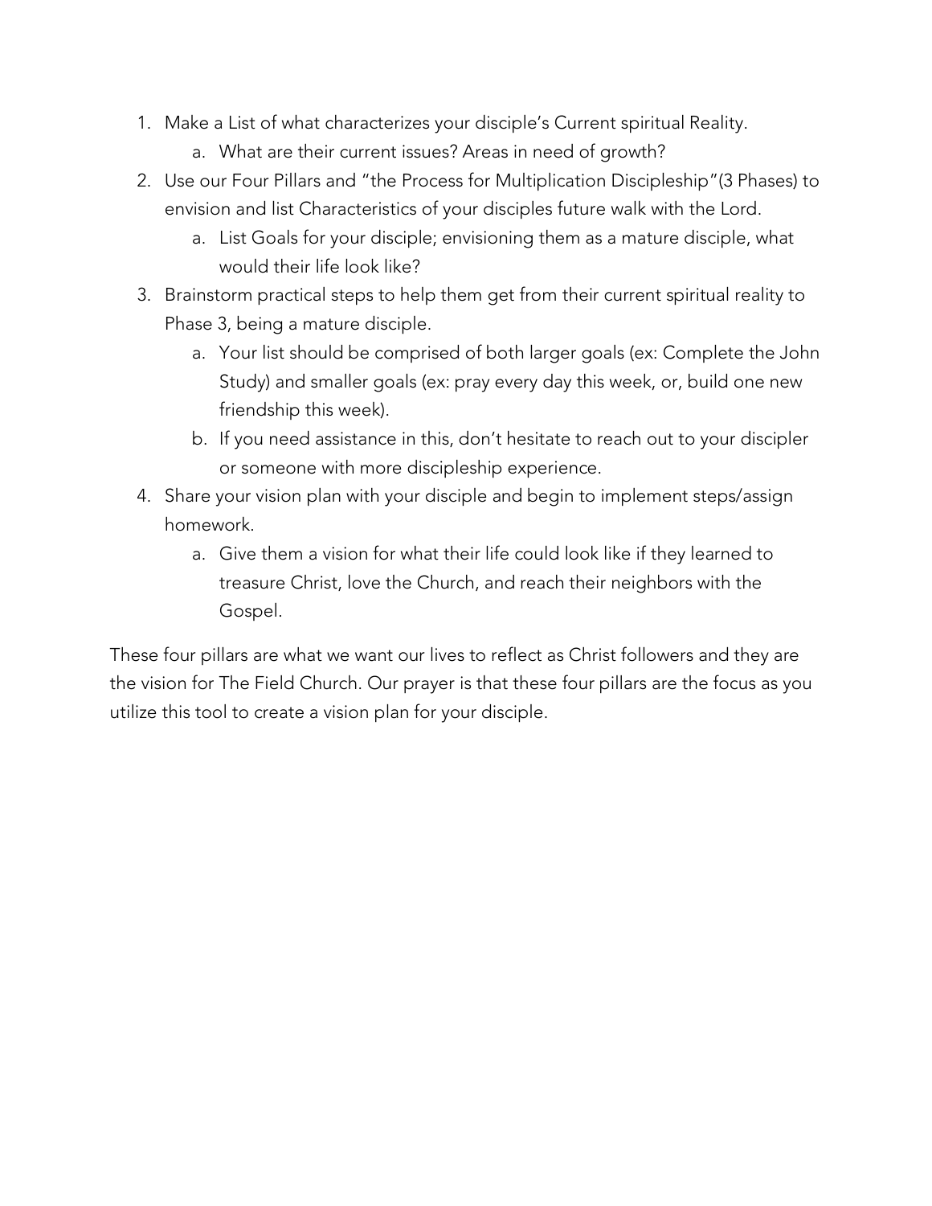1. Make a List of what characterizes your disciple's Current spiritual Reality.
    a. What are their current issues? Areas in need of growth?
2. Use our Four Pillars and "the Process for Multiplication Discipleship"(3 Phases) to envision and list Characteristics of your disciples future walk with the Lord.
    a. List Goals for your disciple; envisioning them as a mature disciple, what would their life look like?
3. Brainstorm practical steps to help them get from their current spiritual reality to Phase 3, being a mature disciple.
    a. Your list should be comprised of both larger goals (ex: Complete the John Study) and smaller goals (ex: pray every day this week, or, build one new friendship this week).
    b. If you need assistance in this, don't hesitate to reach out to your discipler or someone with more discipleship experience.
4. Share your vision plan with your disciple and begin to implement steps/assign homework.
    a. Give them a vision for what their life could look like if they learned to treasure Christ, love the Church, and reach their neighbors with the Gospel.

These four pillars are what we want our lives to reflect as Christ followers and they are the vision for The Field Church. Our prayer is that these four pillars are the focus as you utilize this tool to create a vision plan for your disciple.